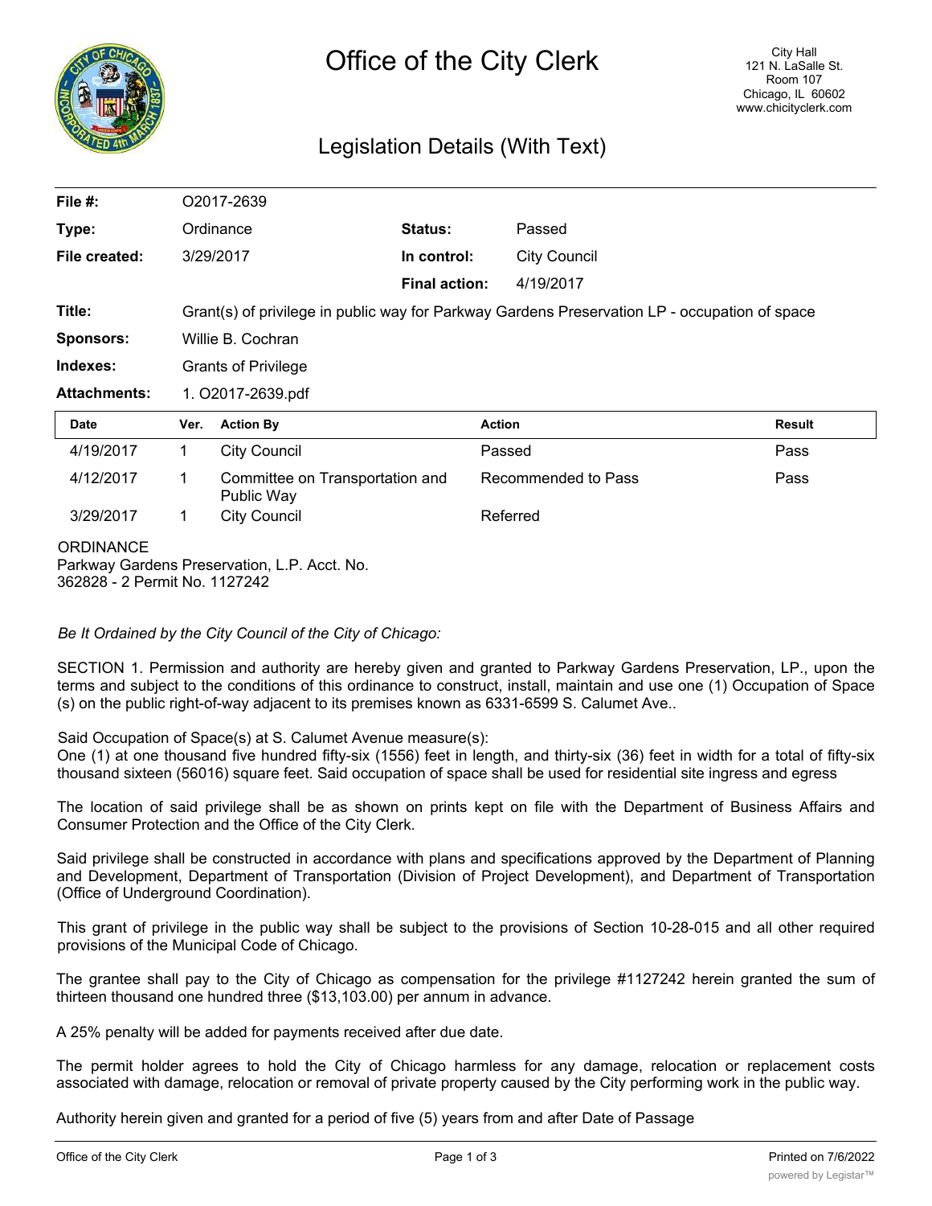# Office of the City Clerk

City Hall
121 N. LaSalle St.
Room 107
Chicago, IL 60602
www.chicityclerk.com

## Legislation Details (With Text)

| | | | |
|---|---|---|---|
| **File #:** | O2017-2639 | | |
| **Type:** | Ordinance | **Status:** | Passed |
| **File created:** | 3/29/2017 | **In control:** | City Council |
| | | **Final action:** | 4/19/2017 |
| **Title:** | Grant(s) of privilege in public way for Parkway Gardens Preservation LP - occupation of space | | |
| **Sponsors:** | Willie B. Cochran | | |
| **Indexes:** | Grants of Privilege | | |
| **Attachments:** | 1. O2017-2639.pdf | | |

| Date | Ver. | Action By | Action | Result |
|---|---|---|---|---|
| 4/19/2017 | 1 | City Council | Passed | Pass |
| 4/12/2017 | 1 | Committee on Transportation and Public Way | Recommended to Pass | Pass |
| 3/29/2017 | 1 | City Council | Referred | |

ORDINANCE
Parkway Gardens Preservation, L.P. Acct. No.
362828 - 2 Permit No. 1127242

*Be It Ordained by the City Council of the City of Chicago:*

SECTION 1. Permission and authority are hereby given and granted to Parkway Gardens Preservation, LP., upon the terms and subject to the conditions of this ordinance to construct, install, maintain and use one (1) Occupation of Space (s) on the public right-of-way adjacent to its premises known as 6331-6599 S. Calumet Ave..

Said Occupation of Space(s) at S. Calumet Avenue measure(s):
One (1) at one thousand five hundred fifty-six (1556) feet in length, and thirty-six (36) feet in width for a total of fifty-six thousand sixteen (56016) square feet. Said occupation of space shall be used for residential site ingress and egress

The location of said privilege shall be as shown on prints kept on file with the Department of Business Affairs and Consumer Protection and the Office of the City Clerk.

Said privilege shall be constructed in accordance with plans and specifications approved by the Department of Planning and Development, Department of Transportation (Division of Project Development), and Department of Transportation (Office of Underground Coordination).

This grant of privilege in the public way shall be subject to the provisions of Section 10-28-015 and all other required provisions of the Municipal Code of Chicago.

The grantee shall pay to the City of Chicago as compensation for the privilege #1127242 herein granted the sum of thirteen thousand one hundred three ($13,103.00) per annum in advance.

A 25% penalty will be added for payments received after due date.

The permit holder agrees to hold the City of Chicago harmless for any damage, relocation or replacement costs associated with damage, relocation or removal of private property caused by the City performing work in the public way.

Authority herein given and granted for a period of five (5) years from and after Date of Passage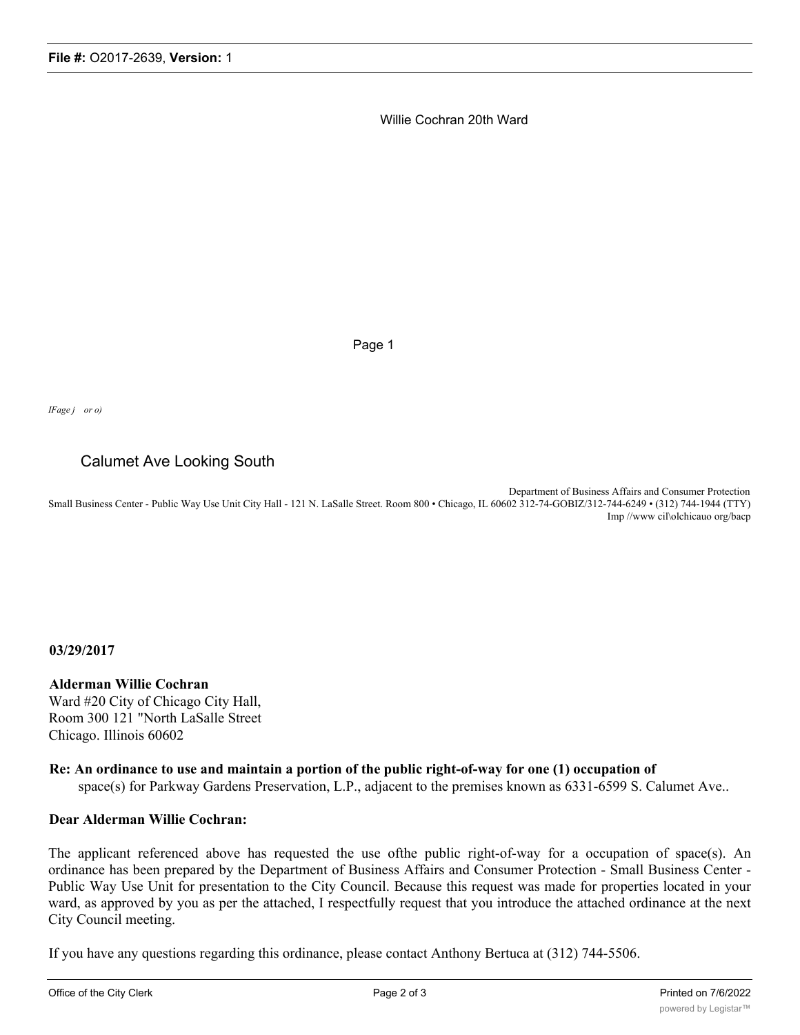Willie Cochran 20th Ward

Page 1

*IFage j or o)*

Calumet Ave Looking South

Department of Business Affairs and Consumer Protection
Small Business Center - Public Way Use Unit City Hall - 121 N. LaSalle Street. Room 800 • Chicago, IL 60602 312-74-GOBIZ/312-744-6249 • (312) 744-1944 (TTY)
Imp //www cil\olchicauo org/bacp

**03/29/2017**

**Alderman Willie Cochran**
Ward #20 City of Chicago City Hall,
Room 300 121 "North LaSalle Street
Chicago. Illinois 60602

**Re: An ordinance to use and maintain a portion of the public right-of-way for one (1) occupation of**
space(s) for Parkway Gardens Preservation, L.P., adjacent to the premises known as 6331-6599 S. Calumet Ave..

**Dear Alderman Willie Cochran:**

The applicant referenced above has requested the use ofthe public right-of-way for a occupation of space(s). An ordinance has been prepared by the Department of Business Affairs and Consumer Protection - Small Business Center - Public Way Use Unit for presentation to the City Council. Because this request was made for properties located in your ward, as approved by you as per the attached, I respectfully request that you introduce the attached ordinance at the next City Council meeting.

If you have any questions regarding this ordinance, please contact Anthony Bertuca at (312) 744-5506.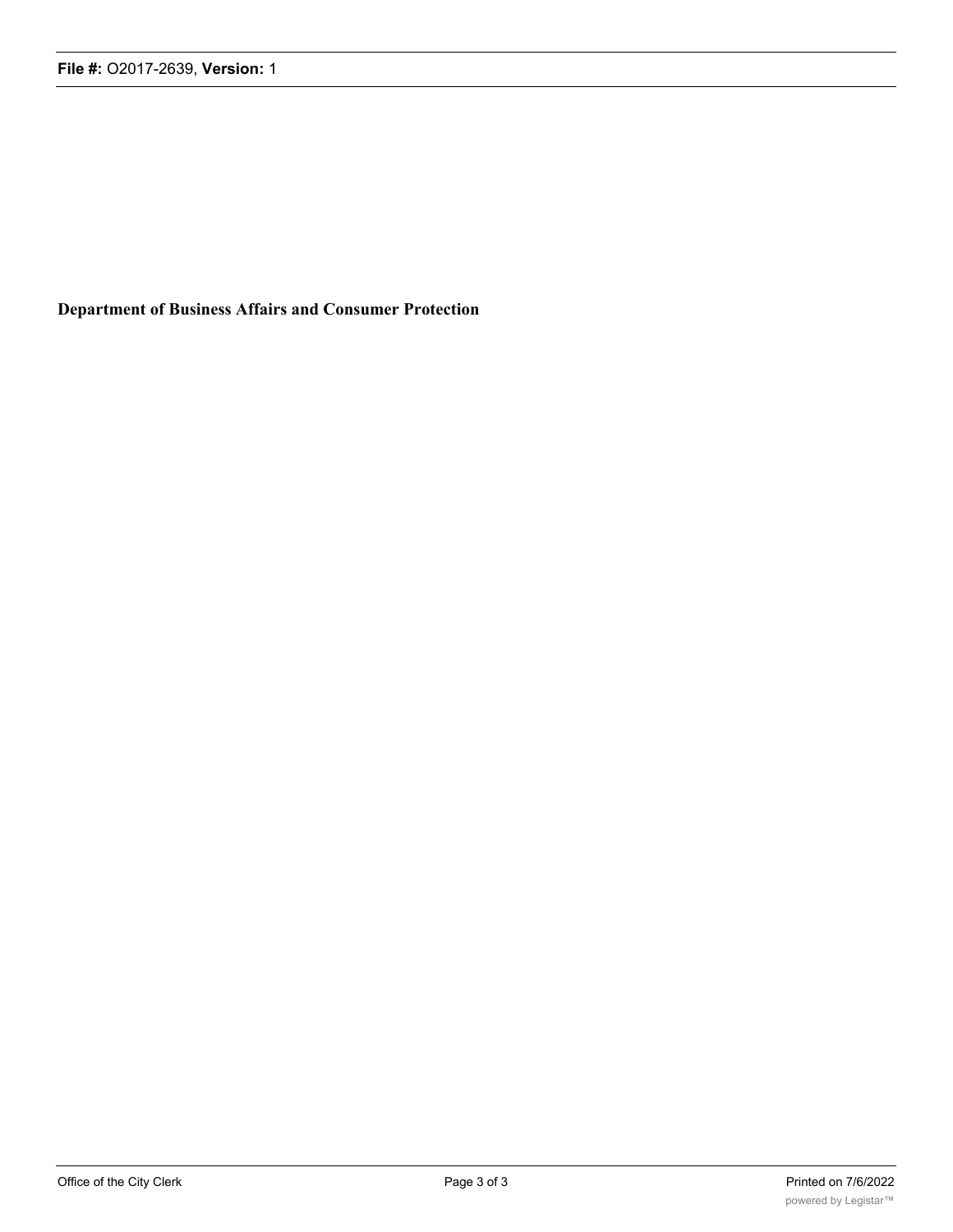**Department of Business Affairs and Consumer Protection**